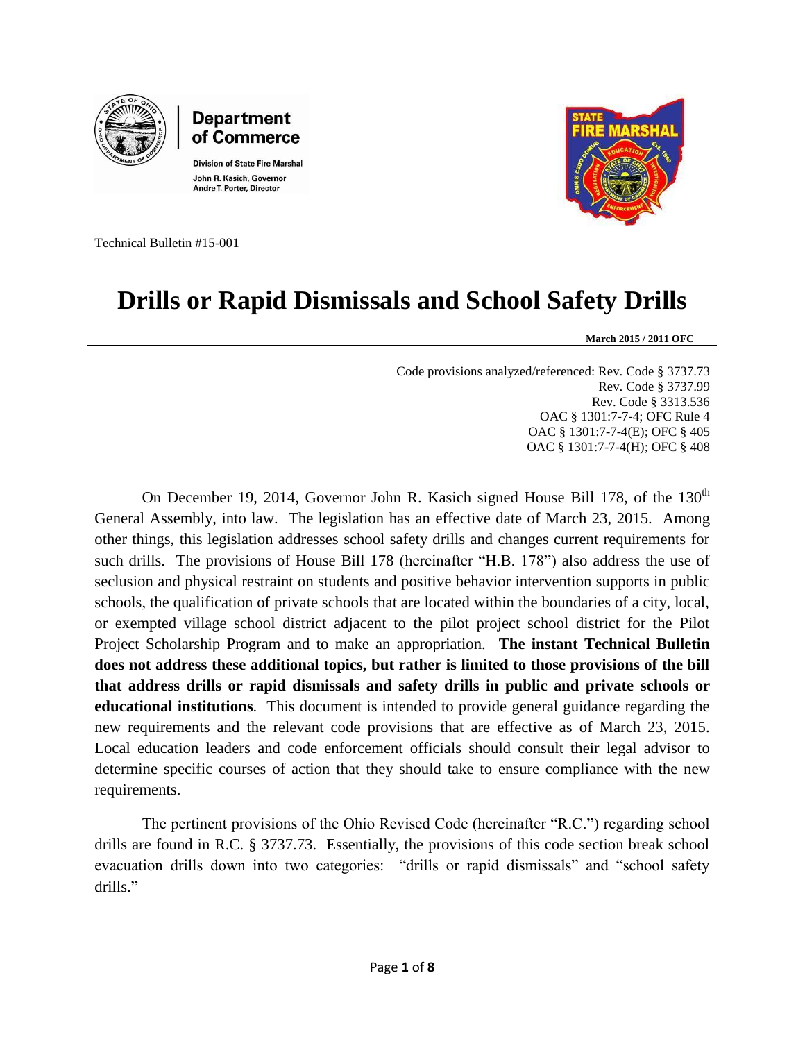Department of Commerce

Division of State Fire Marshal
John R. Kasich, Governor
Andre T. Porter, Director

Technical Bulletin #15-001

# Drills or Rapid Dismissals and School Safety Drills

**March 2015 / 2011 OFC**

Code provisions analyzed/referenced: Rev. Code § 3737.73
Rev. Code § 3737.99
Rev. Code § 3313.536
OAC § 1301:7-7-4; OFC Rule 4
OAC § 1301:7-7-4(E); OFC § 405
OAC § 1301:7-7-4(H); OFC § 408

On December 19, 2014, Governor John R. Kasich signed House Bill 178, of the 130th General Assembly, into law. The legislation has an effective date of March 23, 2015. Among other things, this legislation addresses school safety drills and changes current requirements for such drills. The provisions of House Bill 178 (hereinafter "H.B. 178") also address the use of seclusion and physical restraint on students and positive behavior intervention supports in public schools, the qualification of private schools that are located within the boundaries of a city, local, or exempted village school district adjacent to the pilot project school district for the Pilot Project Scholarship Program and to make an appropriation. **The instant Technical Bulletin does not address these additional topics, but rather is limited to those provisions of the bill that address drills or rapid dismissals and safety drills in public and private schools or educational institutions**. This document is intended to provide general guidance regarding the new requirements and the relevant code provisions that are effective as of March 23, 2015. Local education leaders and code enforcement officials should consult their legal advisor to determine specific courses of action that they should take to ensure compliance with the new requirements.

The pertinent provisions of the Ohio Revised Code (hereinafter "R.C.") regarding school drills are found in R.C. § 3737.73. Essentially, the provisions of this code section break school evacuation drills down into two categories: "drills or rapid dismissals" and "school safety drills."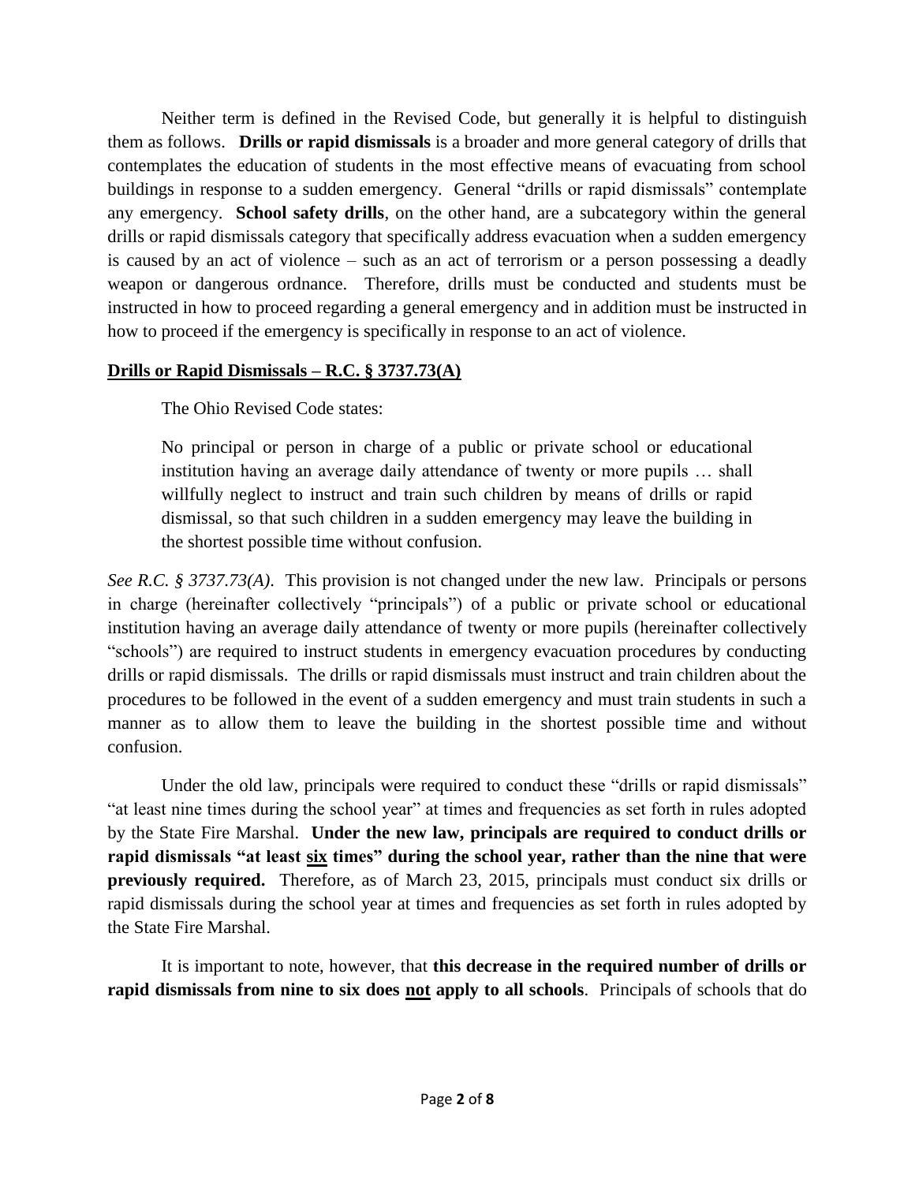Neither term is defined in the Revised Code, but generally it is helpful to distinguish them as follows. **Drills or rapid dismissals** is a broader and more general category of drills that contemplates the education of students in the most effective means of evacuating from school buildings in response to a sudden emergency. General "drills or rapid dismissals" contemplate any emergency. **School safety drills**, on the other hand, are a subcategory within the general drills or rapid dismissals category that specifically address evacuation when a sudden emergency is caused by an act of violence – such as an act of terrorism or a person possessing a deadly weapon or dangerous ordnance. Therefore, drills must be conducted and students must be instructed in how to proceed regarding a general emergency and in addition must be instructed in how to proceed if the emergency is specifically in response to an act of violence.

**Drills or Rapid Dismissals – R.C. § 3737.73(A)**

The Ohio Revised Code states:

> No principal or person in charge of a public or private school or educational institution having an average daily attendance of twenty or more pupils … shall willfully neglect to instruct and train such children by means of drills or rapid dismissal, so that such children in a sudden emergency may leave the building in the shortest possible time without confusion.

*See R.C. § 3737.73(A)*. This provision is not changed under the new law. Principals or persons in charge (hereinafter collectively "principals") of a public or private school or educational institution having an average daily attendance of twenty or more pupils (hereinafter collectively "schools") are required to instruct students in emergency evacuation procedures by conducting drills or rapid dismissals. The drills or rapid dismissals must instruct and train children about the procedures to be followed in the event of a sudden emergency and must train students in such a manner as to allow them to leave the building in the shortest possible time and without confusion.

Under the old law, principals were required to conduct these "drills or rapid dismissals" "at least nine times during the school year" at times and frequencies as set forth in rules adopted by the State Fire Marshal. **Under the new law, principals are required to conduct drills or rapid dismissals "at least <u>six</u> times" during the school year, rather than the nine that were previously required.** Therefore, as of March 23, 2015, principals must conduct six drills or rapid dismissals during the school year at times and frequencies as set forth in rules adopted by the State Fire Marshal.

It is important to note, however, that **this decrease in the required number of drills or rapid dismissals from nine to six does <u>not</u> apply to all schools**. Principals of schools that do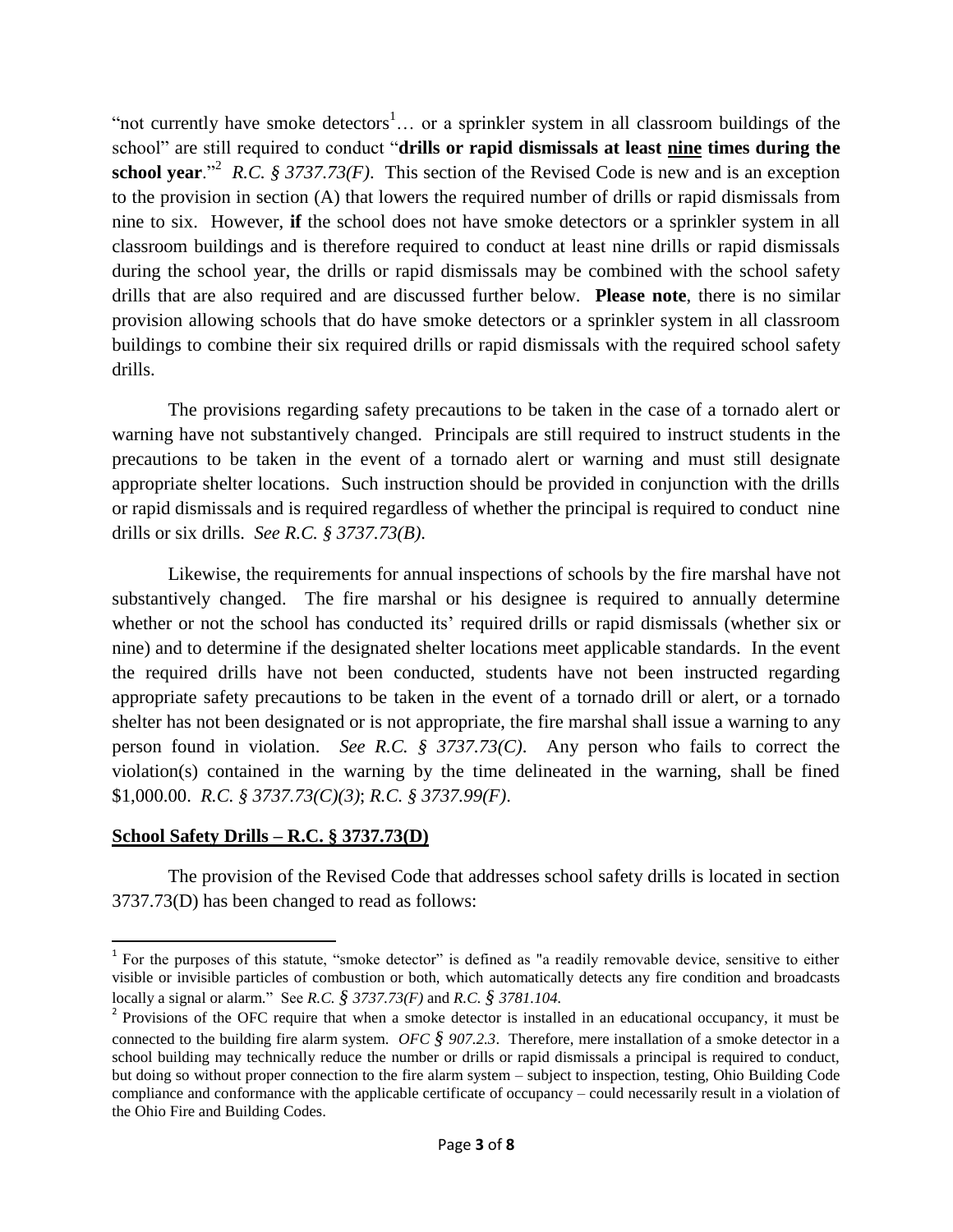"not currently have smoke detectors[1]… or a sprinkler system in all classroom buildings of the school" are still required to conduct "**drills or rapid dismissals at least <u>nine</u> times during the school year**."[2] *R.C. § 3737.73(F)*. This section of the Revised Code is new and is an exception to the provision in section (A) that lowers the required number of drills or rapid dismissals from nine to six. However, **if** the school does not have smoke detectors or a sprinkler system in all classroom buildings and is therefore required to conduct at least nine drills or rapid dismissals during the school year, the drills or rapid dismissals may be combined with the school safety drills that are also required and are discussed further below. **Please note**, there is no similar provision allowing schools that do have smoke detectors or a sprinkler system in all classroom buildings to combine their six required drills or rapid dismissals with the required school safety drills.

The provisions regarding safety precautions to be taken in the case of a tornado alert or warning have not substantively changed. Principals are still required to instruct students in the precautions to be taken in the event of a tornado alert or warning and must still designate appropriate shelter locations. Such instruction should be provided in conjunction with the drills or rapid dismissals and is required regardless of whether the principal is required to conduct nine drills or six drills. *See R.C. § 3737.73(B).*

Likewise, the requirements for annual inspections of schools by the fire marshal have not substantively changed. The fire marshal or his designee is required to annually determine whether or not the school has conducted its' required drills or rapid dismissals (whether six or nine) and to determine if the designated shelter locations meet applicable standards. In the event the required drills have not been conducted, students have not been instructed regarding appropriate safety precautions to be taken in the event of a tornado drill or alert, or a tornado shelter has not been designated or is not appropriate, the fire marshal shall issue a warning to any person found in violation. *See R.C. § 3737.73(C)*. Any person who fails to correct the violation(s) contained in the warning by the time delineated in the warning, shall be fined \$1,000.00. *R.C. § 3737.73(C)(3)*; *R.C. § 3737.99(F)*.

## <u>School Safety Drills – R.C. § 3737.73(D)</u>

The provision of the Revised Code that addresses school safety drills is located in section 3737.73(D) has been changed to read as follows:

---

[1] For the purposes of this statute, "smoke detector" is defined as "a readily removable device, sensitive to either visible or invisible particles of combustion or both, which automatically detects any fire condition and broadcasts locally a signal or alarm." See *R.C. § 3737.73(F)* and *R.C. § 3781.104.*

[2] Provisions of the OFC require that when a smoke detector is installed in an educational occupancy, it must be connected to the building fire alarm system. *OFC § 907.2.3*. Therefore, mere installation of a smoke detector in a school building may technically reduce the number or drills or rapid dismissals a principal is required to conduct, but doing so without proper connection to the fire alarm system – subject to inspection, testing, Ohio Building Code compliance and conformance with the applicable certificate of occupancy – could necessarily result in a violation of the Ohio Fire and Building Codes.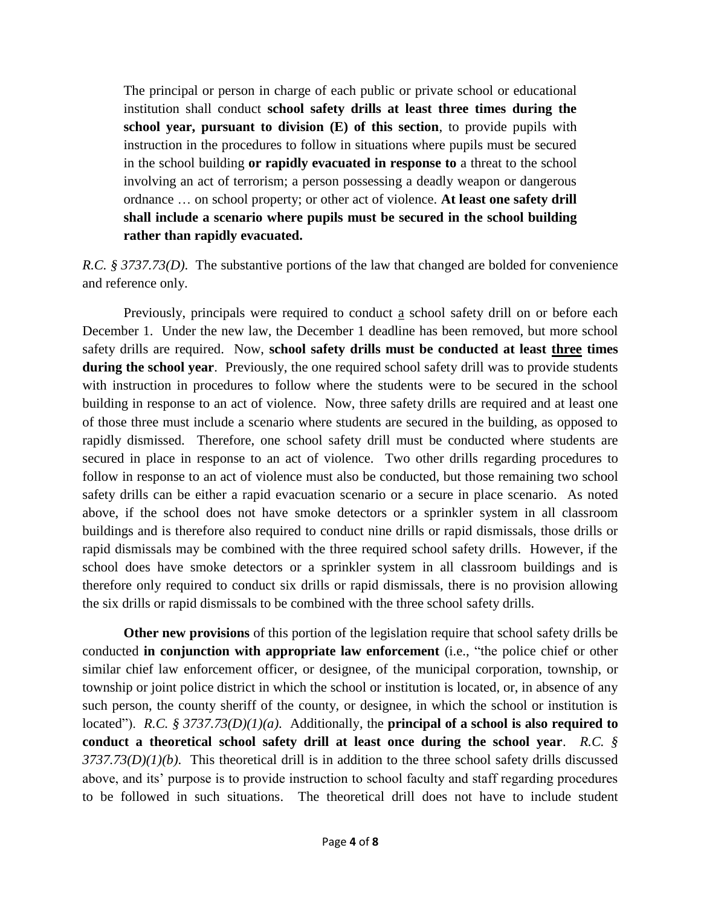> The principal or person in charge of each public or private school or educational institution shall conduct **school safety drills at least three times during the school year, pursuant to division (E) of this section**, to provide pupils with instruction in the procedures to follow in situations where pupils must be secured in the school building **or rapidly evacuated in response to** a threat to the school involving an act of terrorism; a person possessing a deadly weapon or dangerous ordnance … on school property; or other act of violence. **At least one safety drill shall include a scenario where pupils must be secured in the school building rather than rapidly evacuated.**

*R.C. § 3737.73(D).* The substantive portions of the law that changed are bolded for convenience and reference only.

Previously, principals were required to conduct <u>a</u> school safety drill on or before each December 1. Under the new law, the December 1 deadline has been removed, but more school safety drills are required. Now, **school safety drills must be conducted at least <u>three</u> times during the school year**. Previously, the one required school safety drill was to provide students with instruction in procedures to follow where the students were to be secured in the school building in response to an act of violence. Now, three safety drills are required and at least one of those three must include a scenario where students are secured in the building, as opposed to rapidly dismissed. Therefore, one school safety drill must be conducted where students are secured in place in response to an act of violence. Two other drills regarding procedures to follow in response to an act of violence must also be conducted, but those remaining two school safety drills can be either a rapid evacuation scenario or a secure in place scenario. As noted above, if the school does not have smoke detectors or a sprinkler system in all classroom buildings and is therefore also required to conduct nine drills or rapid dismissals, those drills or rapid dismissals may be combined with the three required school safety drills. However, if the school does have smoke detectors or a sprinkler system in all classroom buildings and is therefore only required to conduct six drills or rapid dismissals, there is no provision allowing the six drills or rapid dismissals to be combined with the three school safety drills.

**Other new provisions** of this portion of the legislation require that school safety drills be conducted **in conjunction with appropriate law enforcement** (i.e., "the police chief or other similar chief law enforcement officer, or designee, of the municipal corporation, township, or township or joint police district in which the school or institution is located, or, in absence of any such person, the county sheriff of the county, or designee, in which the school or institution is located"). *R.C. § 3737.73(D)(1)(a).* Additionally, the **principal of a school is also required to conduct a theoretical school safety drill at least once during the school year**. *R.C. § 3737.73(D)(1)(b).* This theoretical drill is in addition to the three school safety drills discussed above, and its' purpose is to provide instruction to school faculty and staff regarding procedures to be followed in such situations. The theoretical drill does not have to include student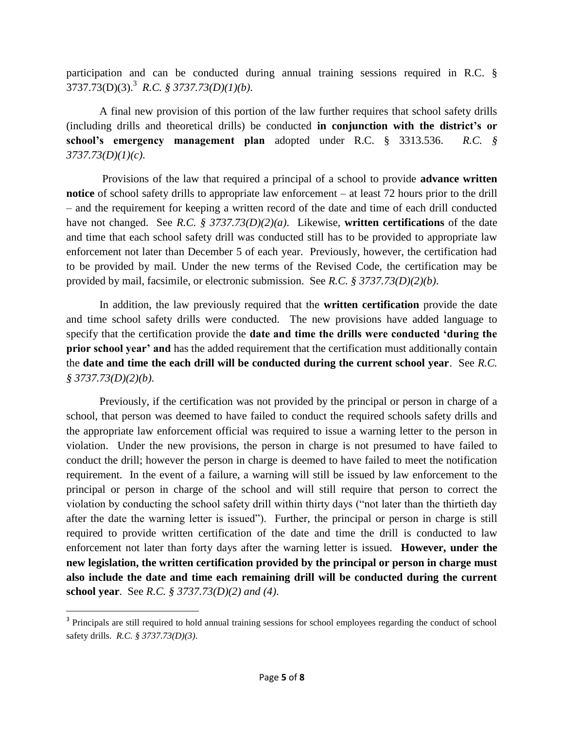participation and can be conducted during annual training sessions required in R.C. § 3737.73(D)(3).[3] *R.C. § 3737.73(D)(1)(b).*

A final new provision of this portion of the law further requires that school safety drills (including drills and theoretical drills) be conducted **in conjunction with the district's or school's emergency management plan** adopted under R.C. § 3313.536. *R.C. § 3737.73(D)(1)(c).*

Provisions of the law that required a principal of a school to provide **advance written notice** of school safety drills to appropriate law enforcement – at least 72 hours prior to the drill – and the requirement for keeping a written record of the date and time of each drill conducted have not changed. See *R.C. § 3737.73(D)(2)(a)*. Likewise, **written certifications** of the date and time that each school safety drill was conducted still has to be provided to appropriate law enforcement not later than December 5 of each year. Previously, however, the certification had to be provided by mail. Under the new terms of the Revised Code, the certification may be provided by mail, facsimile, or electronic submission. See *R.C. § 3737.73(D)(2)(b)*.

In addition, the law previously required that the **written certification** provide the date and time school safety drills were conducted. The new provisions have added language to specify that the certification provide the **date and time the drills were conducted 'during the prior school year' and** has the added requirement that the certification must additionally contain the **date and time the each drill will be conducted during the current school year**. See *R.C. § 3737.73(D)(2)(b).*

Previously, if the certification was not provided by the principal or person in charge of a school, that person was deemed to have failed to conduct the required schools safety drills and the appropriate law enforcement official was required to issue a warning letter to the person in violation. Under the new provisions, the person in charge is not presumed to have failed to conduct the drill; however the person in charge is deemed to have failed to meet the notification requirement. In the event of a failure, a warning will still be issued by law enforcement to the principal or person in charge of the school and will still require that person to correct the violation by conducting the school safety drill within thirty days ("not later than the thirtieth day after the date the warning letter is issued"). Further, the principal or person in charge is still required to provide written certification of the date and time the drill is conducted to law enforcement not later than forty days after the warning letter is issued. **However, under the new legislation, the written certification provided by the principal or person in charge must also include the date and time each remaining drill will be conducted during the current school year**. See *R.C. § 3737.73(D)(2) and (4).*

[3] Principals are still required to hold annual training sessions for school employees regarding the conduct of school safety drills. *R.C. § 3737.73(D)(3).*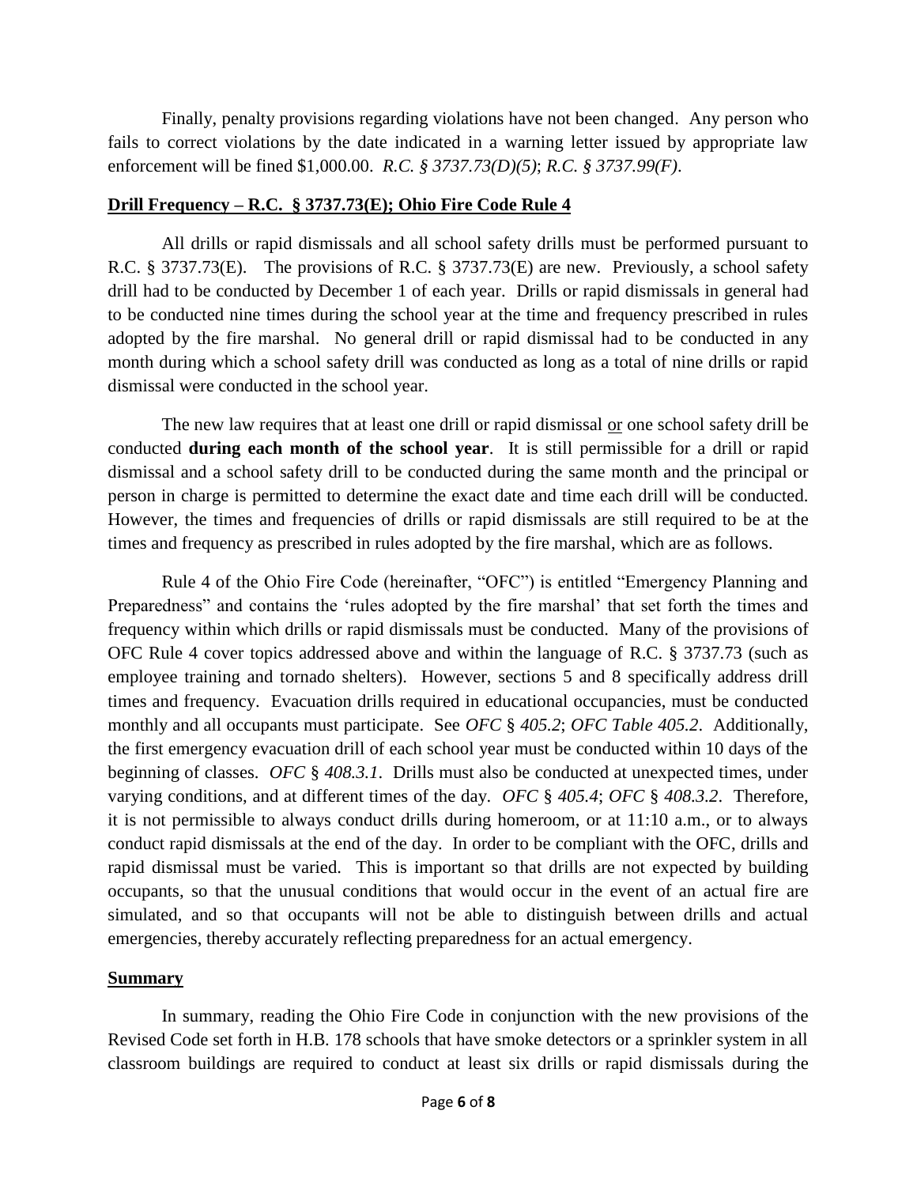Finally, penalty provisions regarding violations have not been changed. Any person who fails to correct violations by the date indicated in a warning letter issued by appropriate law enforcement will be fined $1,000.00. *R.C. § 3737.73(D)(5)*; *R.C. § 3737.99(F)*.

**Drill Frequency – R.C. § 3737.73(E); Ohio Fire Code Rule 4**

All drills or rapid dismissals and all school safety drills must be performed pursuant to R.C. § 3737.73(E). The provisions of R.C. § 3737.73(E) are new. Previously, a school safety drill had to be conducted by December 1 of each year. Drills or rapid dismissals in general had to be conducted nine times during the school year at the time and frequency prescribed in rules adopted by the fire marshal. No general drill or rapid dismissal had to be conducted in any month during which a school safety drill was conducted as long as a total of nine drills or rapid dismissal were conducted in the school year.

The new law requires that at least one drill or rapid dismissal or one school safety drill be conducted **during each month of the school year**. It is still permissible for a drill or rapid dismissal and a school safety drill to be conducted during the same month and the principal or person in charge is permitted to determine the exact date and time each drill will be conducted. However, the times and frequencies of drills or rapid dismissals are still required to be at the times and frequency as prescribed in rules adopted by the fire marshal, which are as follows.

Rule 4 of the Ohio Fire Code (hereinafter, "OFC") is entitled "Emergency Planning and Preparedness" and contains the 'rules adopted by the fire marshal' that set forth the times and frequency within which drills or rapid dismissals must be conducted. Many of the provisions of OFC Rule 4 cover topics addressed above and within the language of R.C. § 3737.73 (such as employee training and tornado shelters). However, sections 5 and 8 specifically address drill times and frequency. Evacuation drills required in educational occupancies, must be conducted monthly and all occupants must participate. See *OFC § 405.2*; *OFC Table 405.2*. Additionally, the first emergency evacuation drill of each school year must be conducted within 10 days of the beginning of classes. *OFC § 408.3.1*. Drills must also be conducted at unexpected times, under varying conditions, and at different times of the day. *OFC § 405.4*; *OFC § 408.3.2*. Therefore, it is not permissible to always conduct drills during homeroom, or at 11:10 a.m., or to always conduct rapid dismissals at the end of the day. In order to be compliant with the OFC, drills and rapid dismissal must be varied. This is important so that drills are not expected by building occupants, so that the unusual conditions that would occur in the event of an actual fire are simulated, and so that occupants will not be able to distinguish between drills and actual emergencies, thereby accurately reflecting preparedness for an actual emergency.

**Summary**

In summary, reading the Ohio Fire Code in conjunction with the new provisions of the Revised Code set forth in H.B. 178 schools that have smoke detectors or a sprinkler system in all classroom buildings are required to conduct at least six drills or rapid dismissals during the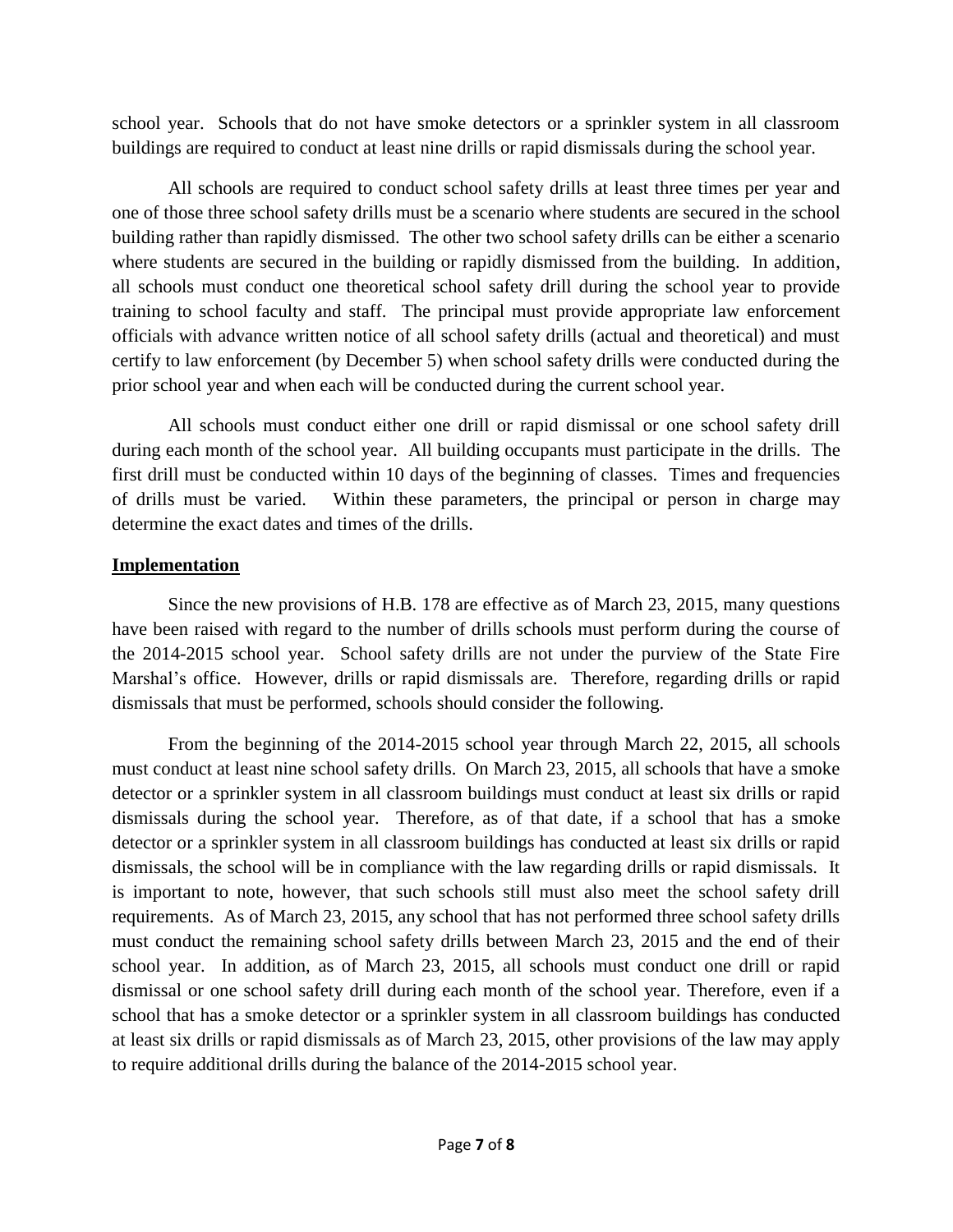school year. Schools that do not have smoke detectors or a sprinkler system in all classroom buildings are required to conduct at least nine drills or rapid dismissals during the school year.

All schools are required to conduct school safety drills at least three times per year and one of those three school safety drills must be a scenario where students are secured in the school building rather than rapidly dismissed. The other two school safety drills can be either a scenario where students are secured in the building or rapidly dismissed from the building. In addition, all schools must conduct one theoretical school safety drill during the school year to provide training to school faculty and staff. The principal must provide appropriate law enforcement officials with advance written notice of all school safety drills (actual and theoretical) and must certify to law enforcement (by December 5) when school safety drills were conducted during the prior school year and when each will be conducted during the current school year.

All schools must conduct either one drill or rapid dismissal or one school safety drill during each month of the school year. All building occupants must participate in the drills. The first drill must be conducted within 10 days of the beginning of classes. Times and frequencies of drills must be varied. Within these parameters, the principal or person in charge may determine the exact dates and times of the drills.

## Implementation

Since the new provisions of H.B. 178 are effective as of March 23, 2015, many questions have been raised with regard to the number of drills schools must perform during the course of the 2014-2015 school year. School safety drills are not under the purview of the State Fire Marshal's office. However, drills or rapid dismissals are. Therefore, regarding drills or rapid dismissals that must be performed, schools should consider the following.

From the beginning of the 2014-2015 school year through March 22, 2015, all schools must conduct at least nine school safety drills. On March 23, 2015, all schools that have a smoke detector or a sprinkler system in all classroom buildings must conduct at least six drills or rapid dismissals during the school year. Therefore, as of that date, if a school that has a smoke detector or a sprinkler system in all classroom buildings has conducted at least six drills or rapid dismissals, the school will be in compliance with the law regarding drills or rapid dismissals. It is important to note, however, that such schools still must also meet the school safety drill requirements. As of March 23, 2015, any school that has not performed three school safety drills must conduct the remaining school safety drills between March 23, 2015 and the end of their school year. In addition, as of March 23, 2015, all schools must conduct one drill or rapid dismissal or one school safety drill during each month of the school year. Therefore, even if a school that has a smoke detector or a sprinkler system in all classroom buildings has conducted at least six drills or rapid dismissals as of March 23, 2015, other provisions of the law may apply to require additional drills during the balance of the 2014-2015 school year.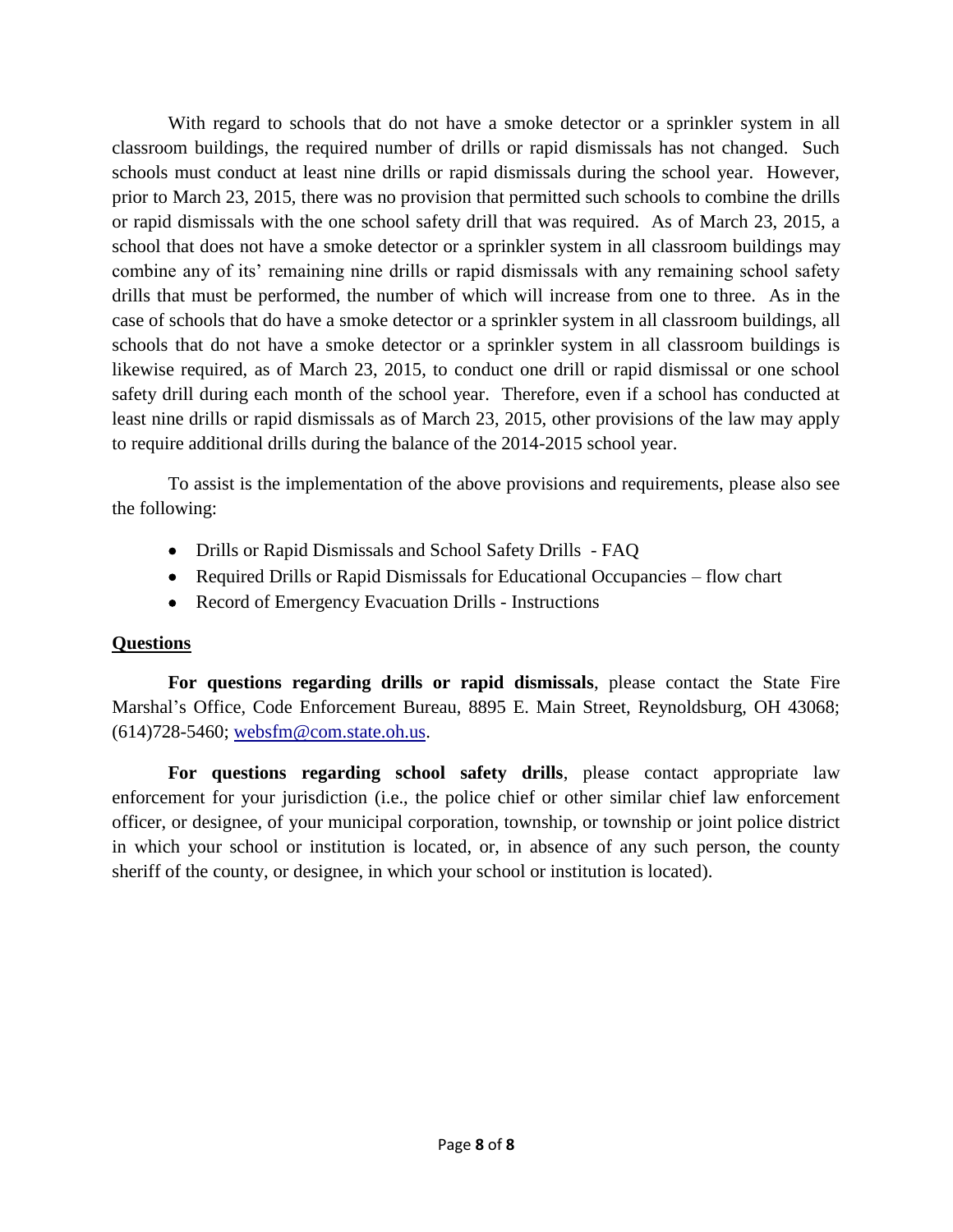With regard to schools that do not have a smoke detector or a sprinkler system in all classroom buildings, the required number of drills or rapid dismissals has not changed. Such schools must conduct at least nine drills or rapid dismissals during the school year. However, prior to March 23, 2015, there was no provision that permitted such schools to combine the drills or rapid dismissals with the one school safety drill that was required. As of March 23, 2015, a school that does not have a smoke detector or a sprinkler system in all classroom buildings may combine any of its' remaining nine drills or rapid dismissals with any remaining school safety drills that must be performed, the number of which will increase from one to three. As in the case of schools that do have a smoke detector or a sprinkler system in all classroom buildings, all schools that do not have a smoke detector or a sprinkler system in all classroom buildings is likewise required, as of March 23, 2015, to conduct one drill or rapid dismissal or one school safety drill during each month of the school year. Therefore, even if a school has conducted at least nine drills or rapid dismissals as of March 23, 2015, other provisions of the law may apply to require additional drills during the balance of the 2014-2015 school year.

To assist is the implementation of the above provisions and requirements, please also see the following:

- Drills or Rapid Dismissals and School Safety Drills - FAQ
- Required Drills or Rapid Dismissals for Educational Occupancies – flow chart
- Record of Emergency Evacuation Drills - Instructions

## Questions

**For questions regarding drills or rapid dismissals**, please contact the State Fire Marshal's Office, Code Enforcement Bureau, 8895 E. Main Street, Reynoldsburg, OH 43068; (614)728-5460; websfm@com.state.oh.us.

**For questions regarding school safety drills**, please contact appropriate law enforcement for your jurisdiction (i.e., the police chief or other similar chief law enforcement officer, or designee, of your municipal corporation, township, or township or joint police district in which your school or institution is located, or, in absence of any such person, the county sheriff of the county, or designee, in which your school or institution is located).